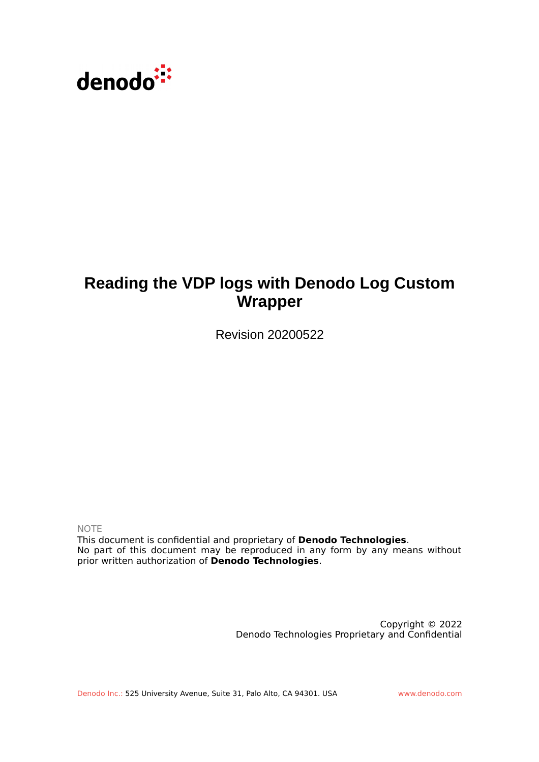denodo

# Reading the VDP logs with Denodo Log Custom Wrapper

Revision 20200522

NOTE

This document is confidential and proprietary of **Denodo Technologies**.
No part of this document may be reproduced in any form by any means without prior written authorization of **Denodo Technologies**.

Copyright © 2022
Denodo Technologies Proprietary and Confidential

Denodo Inc.: 525 University Avenue, Suite 31, Palo Alto, CA 94301. USA www.denodo.com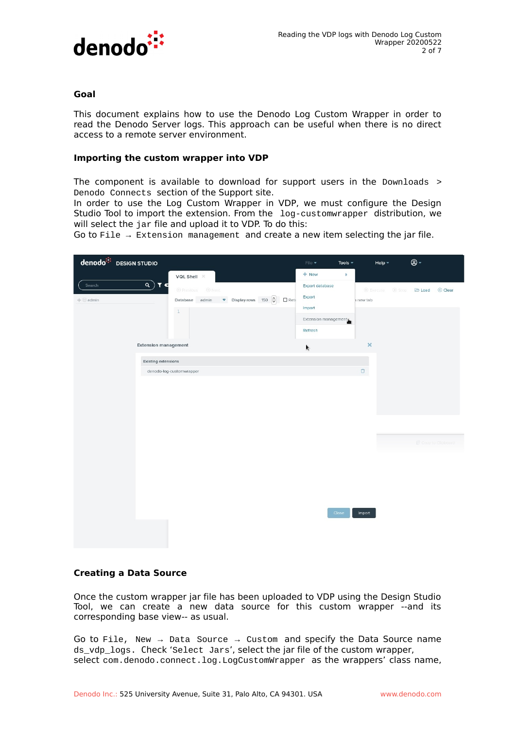### Goal

This document explains how to use the Denodo Log Custom Wrapper in order to read the Denodo Server logs. This approach can be useful when there is no direct access to a remote server environment.

### Importing the custom wrapper into VDP

The component is available to download for support users in the `Downloads > Denodo Connects` section of the Support site.
In order to use the Log Custom Wrapper in VDP, we must configure the Design Studio Tool to import the extension. From the `log-customwrapper` distribution, we will select the `jar` file and upload it to VDP. To do this:
Go to `File → Extension management` and create a new item selecting the jar file.

### Creating a Data Source

Once the custom wrapper jar file has been uploaded to VDP using the Design Studio Tool, we can create a new data source for this custom wrapper --and its corresponding base view-- as usual.

Go to `File, New → Data Source → Custom` and specify the Data Source name `ds_vdp_logs`. Check '`Select Jars`', select the jar file of the custom wrapper, select `com.denodo.connect.log.LogCustomWrapper` as the wrappers' class name,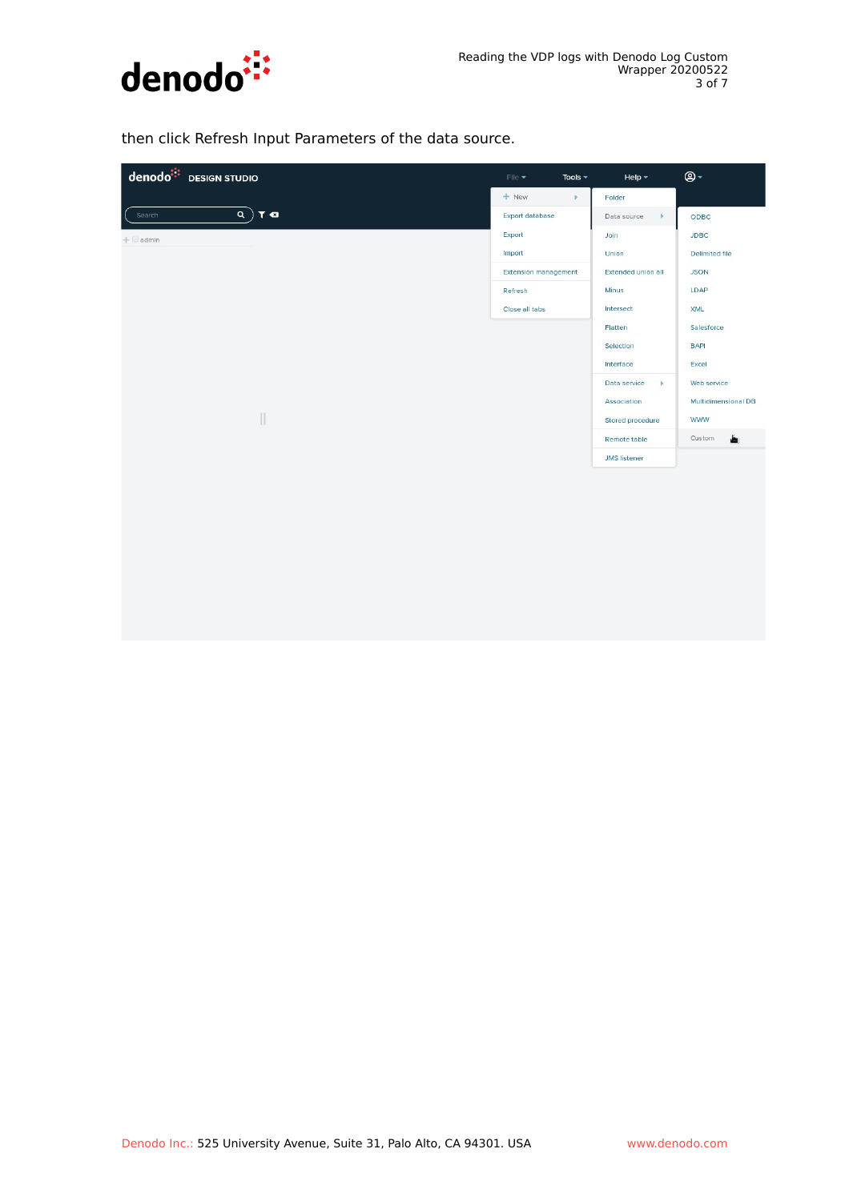then click Refresh Input Parameters of the data source.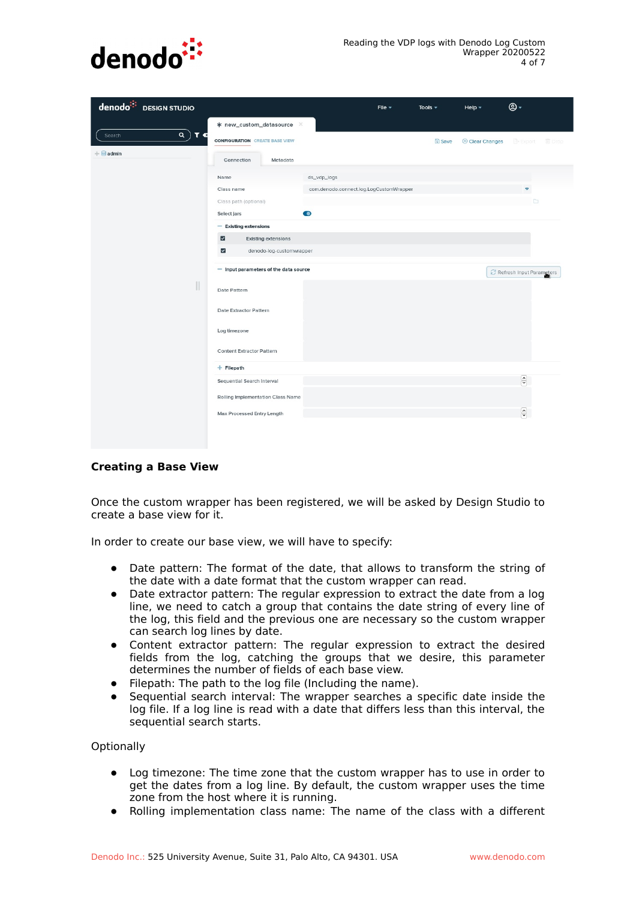## Creating a Base View

Once the custom wrapper has been registered, we will be asked by Design Studio to create a base view for it.

In order to create our base view, we will have to specify:

- Date pattern: The format of the date, that allows to transform the string of the date with a date format that the custom wrapper can read.
- Date extractor pattern: The regular expression to extract the date from a log line, we need to catch a group that contains the date string of every line of the log, this field and the previous one are necessary so the custom wrapper can search log lines by date.
- Content extractor pattern: The regular expression to extract the desired fields from the log, catching the groups that we desire, this parameter determines the number of fields of each base view.
- Filepath: The path to the log file (Including the name).
- Sequential search interval: The wrapper searches a specific date inside the log file. If a log line is read with a date that differs less than this interval, the sequential search starts.

Optionally

- Log timezone: The time zone that the custom wrapper has to use in order to get the dates from a log line. By default, the custom wrapper uses the time zone from the host where it is running.
- Rolling implementation class name: The name of the class with a different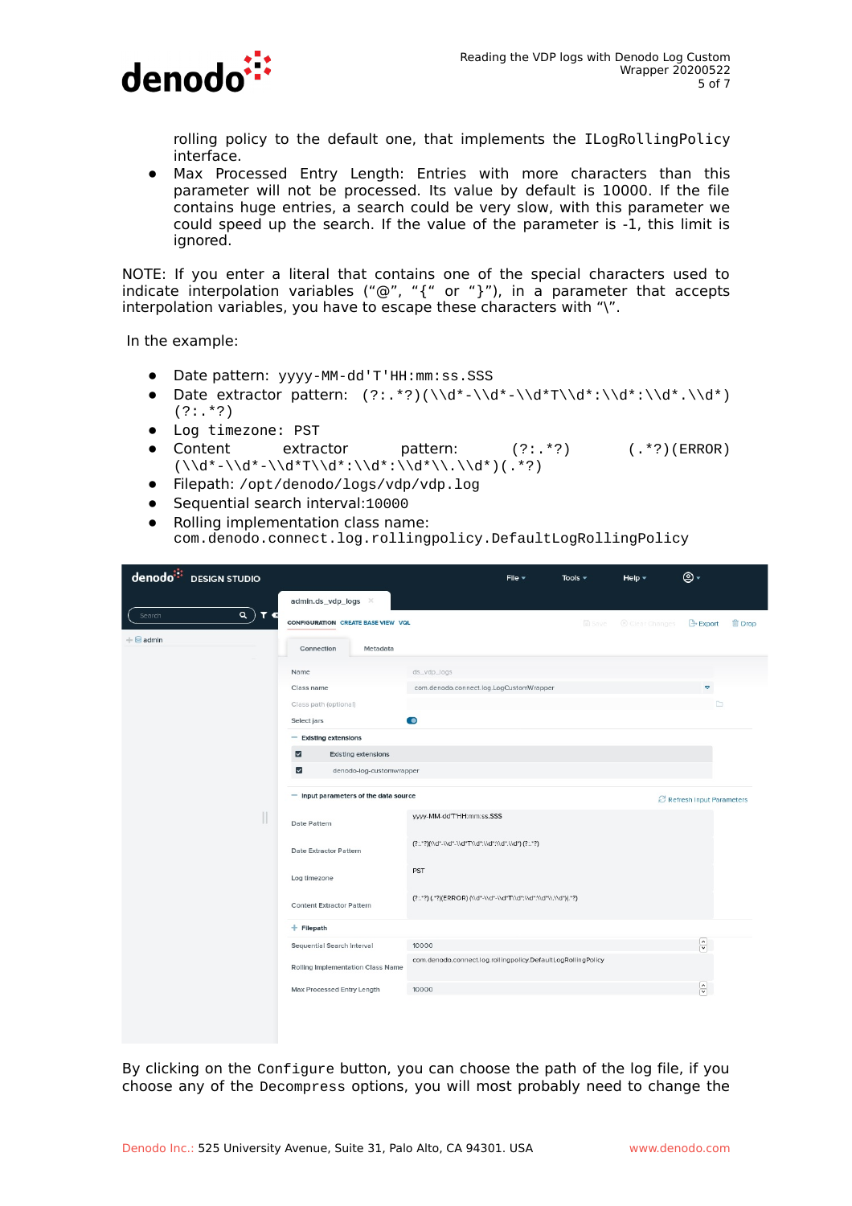rolling policy to the default one, that implements the `ILogRollingPolicy` interface.

- Max Processed Entry Length: Entries with more characters than this parameter will not be processed. Its value by default is 10000. If the file contains huge entries, a search could be very slow, with this parameter we could speed up the search. If the value of the parameter is -1, this limit is ignored.

NOTE: If you enter a literal that contains one of the special characters used to indicate interpolation variables (“@”, “{“ or “}”), in a parameter that accepts interpolation variables, you have to escape these characters with “\”.

In the example:

- Date pattern: `yyyy-MM-dd'T'HH:mm:ss.SSS`
- Date extractor pattern: `(?:.*?)(\\d*-\\d*-\\d*T\\d*:\\d*:\\d*.\\d*)(?:.*?)`
- Log timezone: PST
- Content extractor pattern: `(?:.*?) (.*?)(ERROR)(\\d*-\\d*-\\d*T\\d*:\\d*:\\d*\\.\\d*)(.*?)`
- Filepath: `/opt/denodo/logs/vdp/vdp.log`
- Sequential search interval:`10000`
- Rolling implementation class name: `com.denodo.connect.log.rollingpolicy.DefaultLogRollingPolicy`

By clicking on the `Configure` button, you can choose the path of the log file, if you choose any of the `Decompress` options, you will most probably need to change the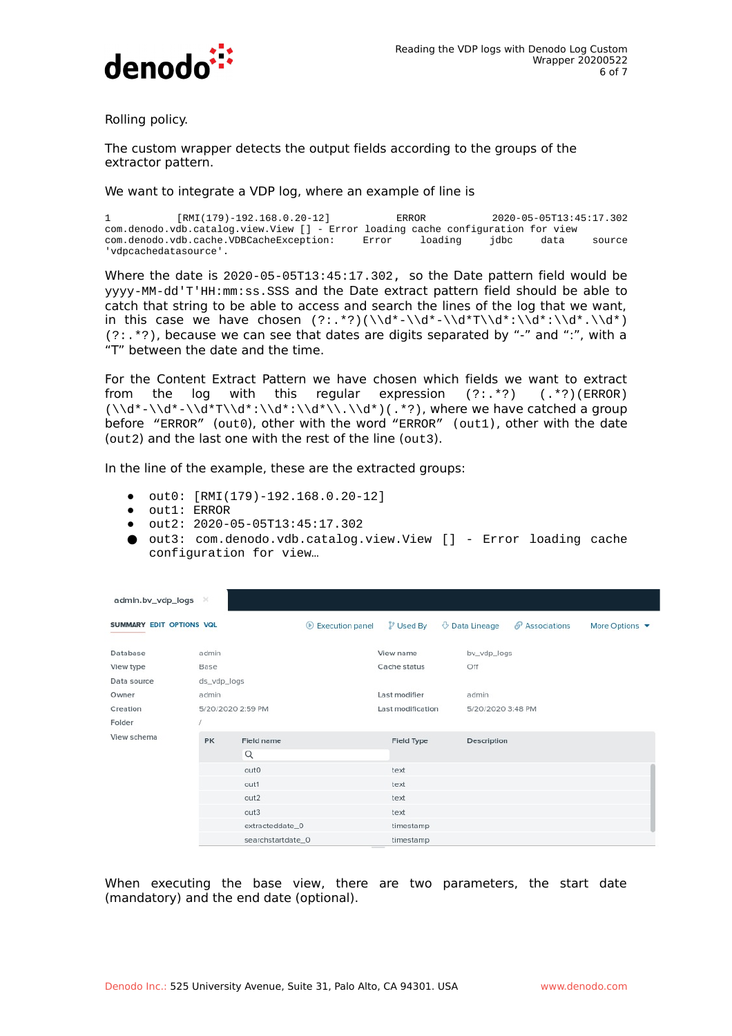Rolling policy.

The custom wrapper detects the output fields according to the groups of the extractor pattern.

We want to integrate a VDP log, where an example of line is

```
1          [RMI(179)-192.168.0.20-12]          ERROR          2020-05-05T13:45:17.302
com.denodo.vdb.catalog.view.View [] - Error loading cache configuration for view
com.denodo.vdb.cache.VDBCacheException:     Error     loading     jdbc     data     source
'vdpcachedatasource'.
```

Where the date is `2020-05-05T13:45:17.302`, so the Date pattern field would be `yyyy-MM-dd'T'HH:mm:ss.SSS` and the Date extract pattern field should be able to catch that string to be able to access and search the lines of the log that we want, in this case we have chosen `(?:.*?)(\\d*-\\d*-\\d*T\\d*:\\d*:\\d*.\\d*)(?:.*?)`, because we can see that dates are digits separated by "-" and ":", with a "T" between the date and the time.

For the Content Extract Pattern we have chosen which fields we want to extract from the log with this regular expression `(?:.*?) (.*?)(ERROR)(\\d*-\\d*-\\d*T\\d*:\\d*:\\d*\\.\\d*)(.*?)`, where we have catched a group before "ERROR" (`out0`), other with the word "ERROR" (`out1`), other with the date (`out2`) and the last one with the rest of the line (`out3`).

In the line of the example, these are the extracted groups:

- `out0: [RMI(179)-192.168.0.20-12]`
- `out1: ERROR`
- `out2: 2020-05-05T13:45:17.302`
- `out3: com.denodo.vdb.catalog.view.View [] - Error loading cache configuration for view…`

admin.bv_vdp_logs

SUMMARY EDIT OPTIONS VQL — Execution panel | Used By | Data Lineage | Associations | More Options

| | | | |
|---|---|---|---|
| Database | admin | View name | bv_vdp_logs |
| View type | Base | Cache status | Off |
| Data source | ds_vdp_logs | | |
| Owner | admin | Last modifier | admin |
| Creation | 5/20/2020 2:59 PM | Last modification | 5/20/2020 3:48 PM |
| Folder | / | | |

View schema

| PK | Field name | Field Type | Description |
|---|---|---|---|
| | out0 | text | |
| | out1 | text | |
| | out2 | text | |
| | out3 | text | |
| | extracteddate_0 | timestamp | |
| | searchstartdate_0 | timestamp | |

When executing the base view, there are two parameters, the start date (mandatory) and the end date (optional).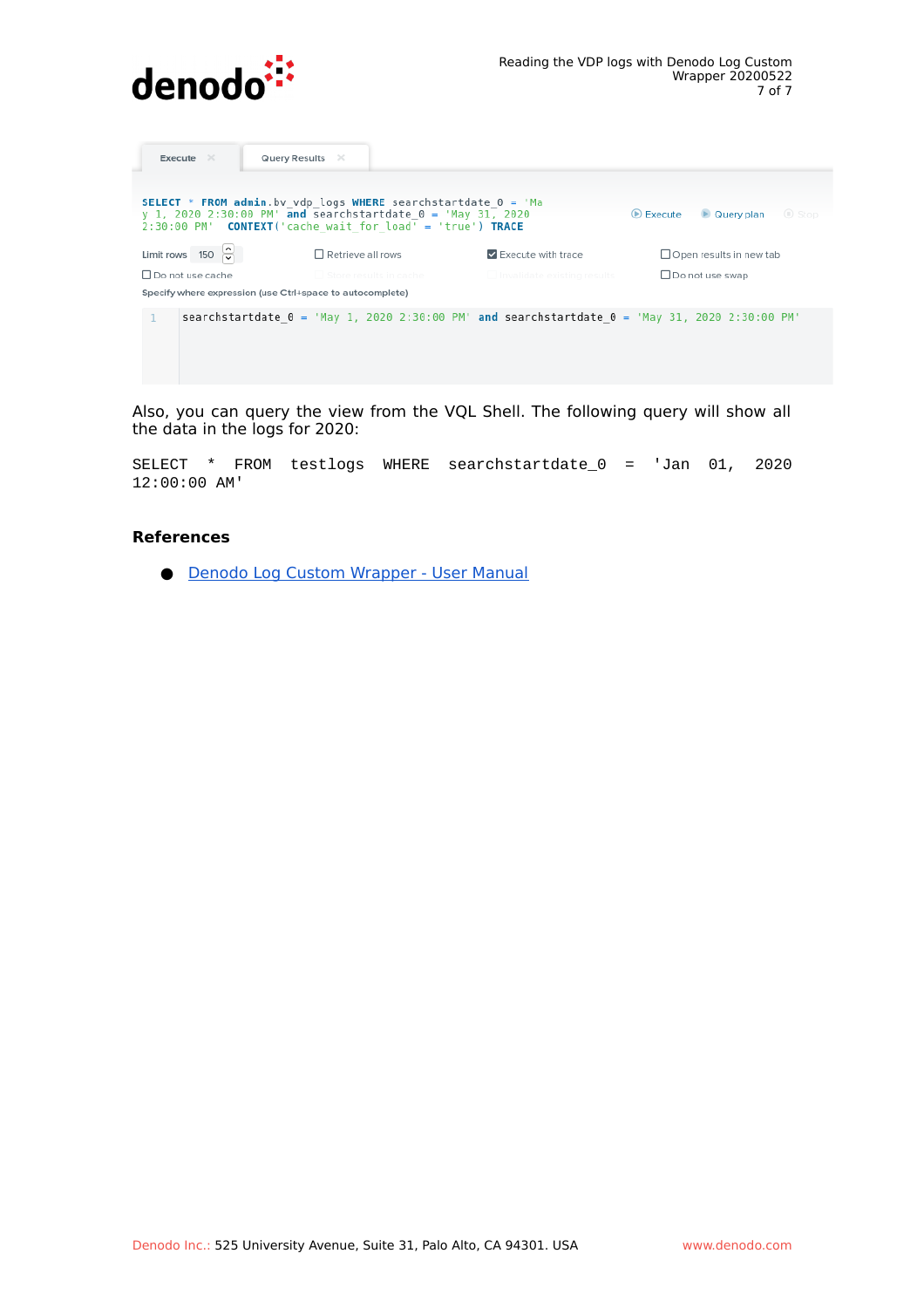Execute ✕ Query Results ✕

```
SELECT * FROM admin.bv_vdp_logs WHERE searchstartdate_0 = 'May 1, 2020 2:30:00 PM' and searchstartdate_0 = 'May 31, 2020 2:30:00 PM' CONTEXT('cache_wait_for_load' = 'true') TRACE
```

Execute Query plan Stop

Limit rows 150 ☐ Retrieve all rows ☑ Execute with trace ☐ Open results in new tab

☐ Do not use cache ☐ Store results in cache ☐ Invalidate existing results ☐ Do not use swap

Specify where expression (use Ctrl+space to autocomplete)

```
1  searchstartdate_0 = 'May 1, 2020 2:30:00 PM' and searchstartdate_0 = 'May 31, 2020 2:30:00 PM'
```

Also, you can query the view from the VQL Shell. The following query will show all the data in the logs for 2020:

```
SELECT * FROM testlogs WHERE searchstartdate_0 = 'Jan 01, 2020 12:00:00 AM'
```

## References

- Denodo Log Custom Wrapper - User Manual

Denodo Inc.: 525 University Avenue, Suite 31, Palo Alto, CA 94301. USA www.denodo.com